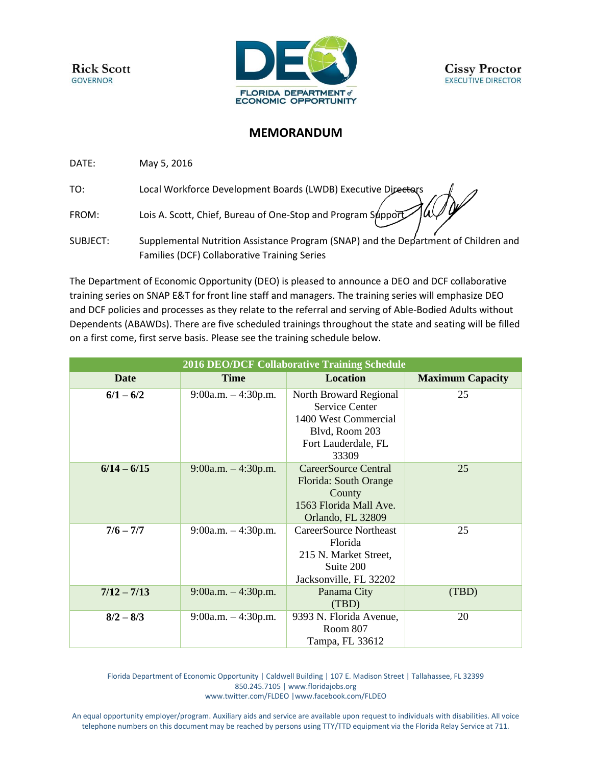Rick Scott
GOVERNOR

FLORIDA DEPARTMENT of ECONOMIC OPPORTUNITY

Cissy Proctor
EXECUTIVE DIRECTOR

## MEMORANDUM

DATE: May 5, 2016

TO: Local Workforce Development Boards (LWDB) Executive Directors

FROM: Lois A. Scott, Chief, Bureau of One-Stop and Program Support

SUBJECT: Supplemental Nutrition Assistance Program (SNAP) and the Department of Children and Families (DCF) Collaborative Training Series

The Department of Economic Opportunity (DEO) is pleased to announce a DEO and DCF collaborative training series on SNAP E&T for front line staff and managers. The training series will emphasize DEO and DCF policies and processes as they relate to the referral and serving of Able-Bodied Adults without Dependents (ABAWDs). There are five scheduled trainings throughout the state and seating will be filled on a first come, first serve basis. Please see the training schedule below.

| 2016 DEO/DCF Collaborative Training Schedule | | | |
|---|---|---|---|
| **Date** | **Time** | **Location** | **Maximum Capacity** |
| **6/1 – 6/2** | 9:00a.m. – 4:30p.m. | North Broward Regional Service Center 1400 West Commercial Blvd, Room 203 Fort Lauderdale, FL 33309 | 25 |
| **6/14 – 6/15** | 9:00a.m. – 4:30p.m. | CareerSource Central Florida: South Orange County 1563 Florida Mall Ave. Orlando, FL 32809 | 25 |
| **7/6 – 7/7** | 9:00a.m. – 4:30p.m. | CareerSource Northeast Florida 215 N. Market Street, Suite 200 Jacksonville, FL 32202 | 25 |
| **7/12 – 7/13** | 9:00a.m. – 4:30p.m. | Panama City (TBD) | (TBD) |
| **8/2 – 8/3** | 9:00a.m. – 4:30p.m. | 9393 N. Florida Avenue, Room 807 Tampa, FL 33612 | 20 |

Florida Department of Economic Opportunity | Caldwell Building | 107 E. Madison Street | Tallahassee, FL 32399
850.245.7105 | www.floridajobs.org
www.twitter.com/FLDEO |www.facebook.com/FLDEO

An equal opportunity employer/program. Auxiliary aids and service are available upon request to individuals with disabilities. All voice telephone numbers on this document may be reached by persons using TTY/TTD equipment via the Florida Relay Service at 711.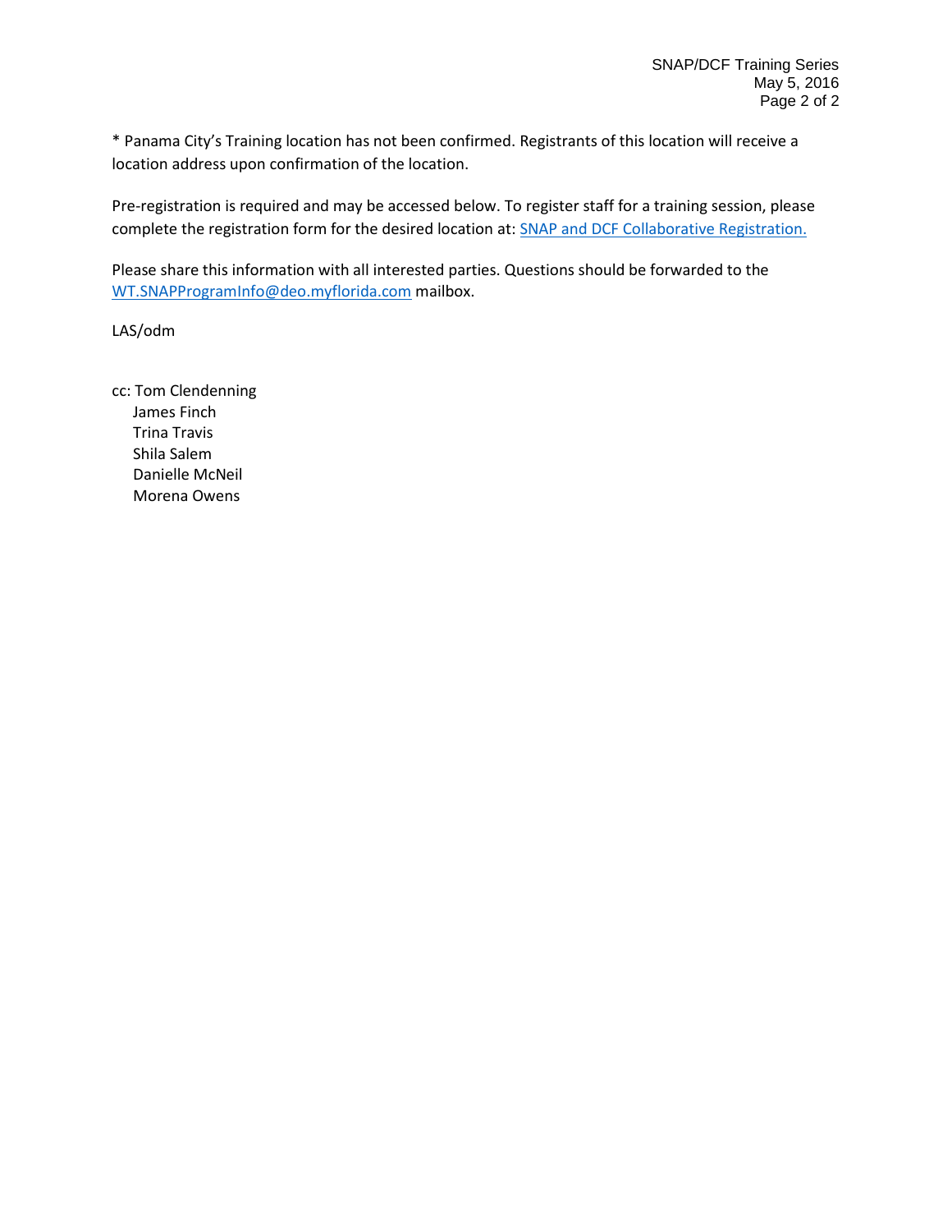* Panama City's Training location has not been confirmed. Registrants of this location will receive a location address upon confirmation of the location.

Pre-registration is required and may be accessed below. To register staff for a training session, please complete the registration form for the desired location at: SNAP and DCF Collaborative Registration.

Please share this information with all interested parties. Questions should be forwarded to the WT.SNAPProgramInfo@deo.myflorida.com mailbox.

LAS/odm

cc: Tom Clendenning
James Finch
Trina Travis
Shila Salem
Danielle McNeil
Morena Owens